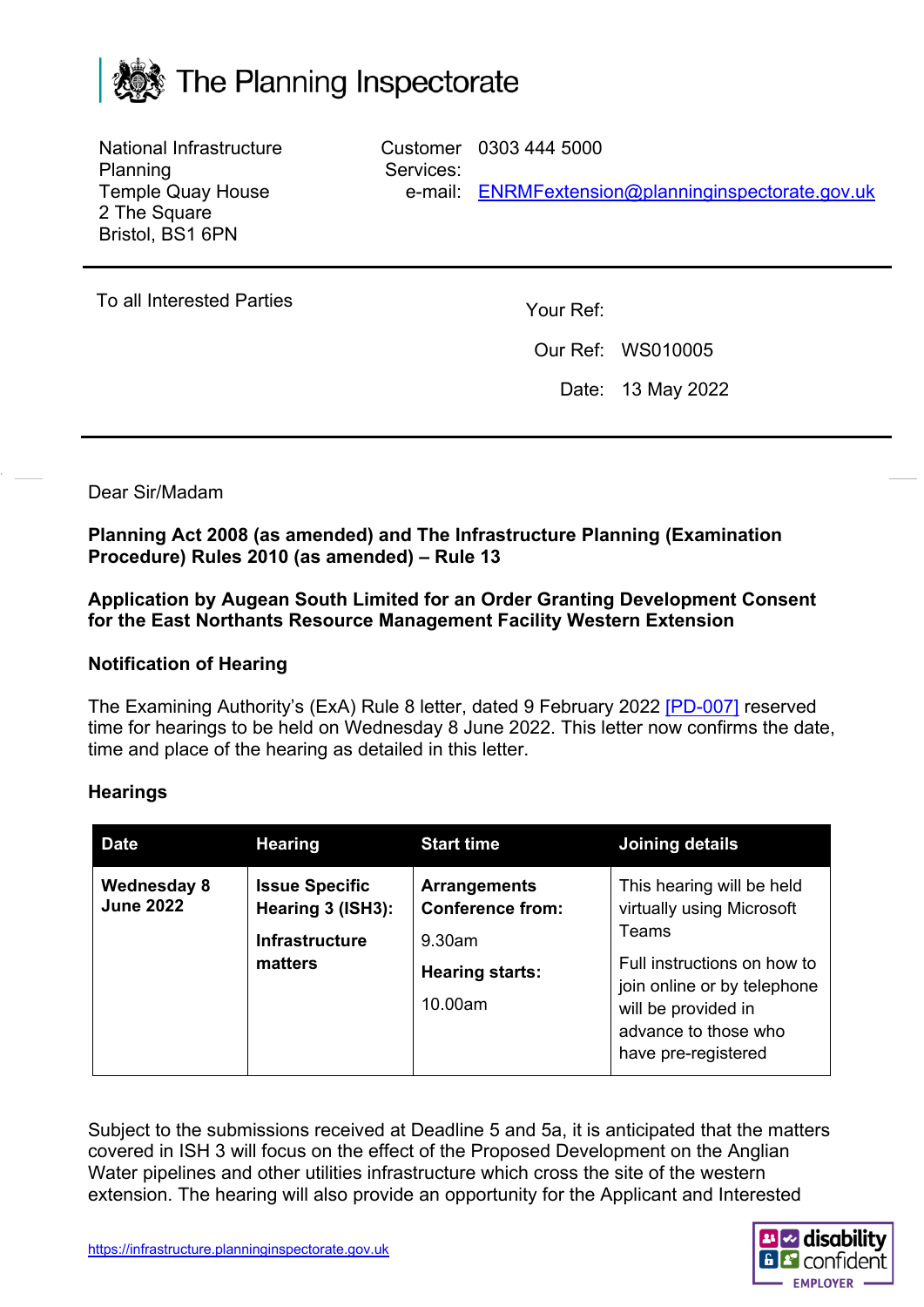# The Planning Inspectorate

National Infrastructure Planning
Temple Quay House
2 The Square
Bristol, BS1 6PN

Customer Services: 0303 444 5000
e-mail: ENRMFextension@planninginspectorate.gov.uk

To all Interested Parties

Your Ref:

Our Ref: WS010005

Date: 13 May 2022

Dear Sir/Madam

**Planning Act 2008 (as amended) and The Infrastructure Planning (Examination Procedure) Rules 2010 (as amended) – Rule 13**

**Application by Augean South Limited for an Order Granting Development Consent for the East Northants Resource Management Facility Western Extension**

**Notification of Hearing**

The Examining Authority's (ExA) Rule 8 letter, dated 9 February 2022 [PD-007] reserved time for hearings to be held on Wednesday 8 June 2022. This letter now confirms the date, time and place of the hearing as detailed in this letter.

**Hearings**

| Date | Hearing | Start time | Joining details |
|---|---|---|---|
| **Wednesday 8 June 2022** | **Issue Specific Hearing 3 (ISH3):** **Infrastructure matters** | **Arrangements Conference from:** 9.30am **Hearing starts:** 10.00am | This hearing will be held virtually using Microsoft Teams. Full instructions on how to join online or by telephone will be provided in advance to those who have pre-registered |

Subject to the submissions received at Deadline 5 and 5a, it is anticipated that the matters covered in ISH 3 will focus on the effect of the Proposed Development on the Anglian Water pipelines and other utilities infrastructure which cross the site of the western extension. The hearing will also provide an opportunity for the Applicant and Interested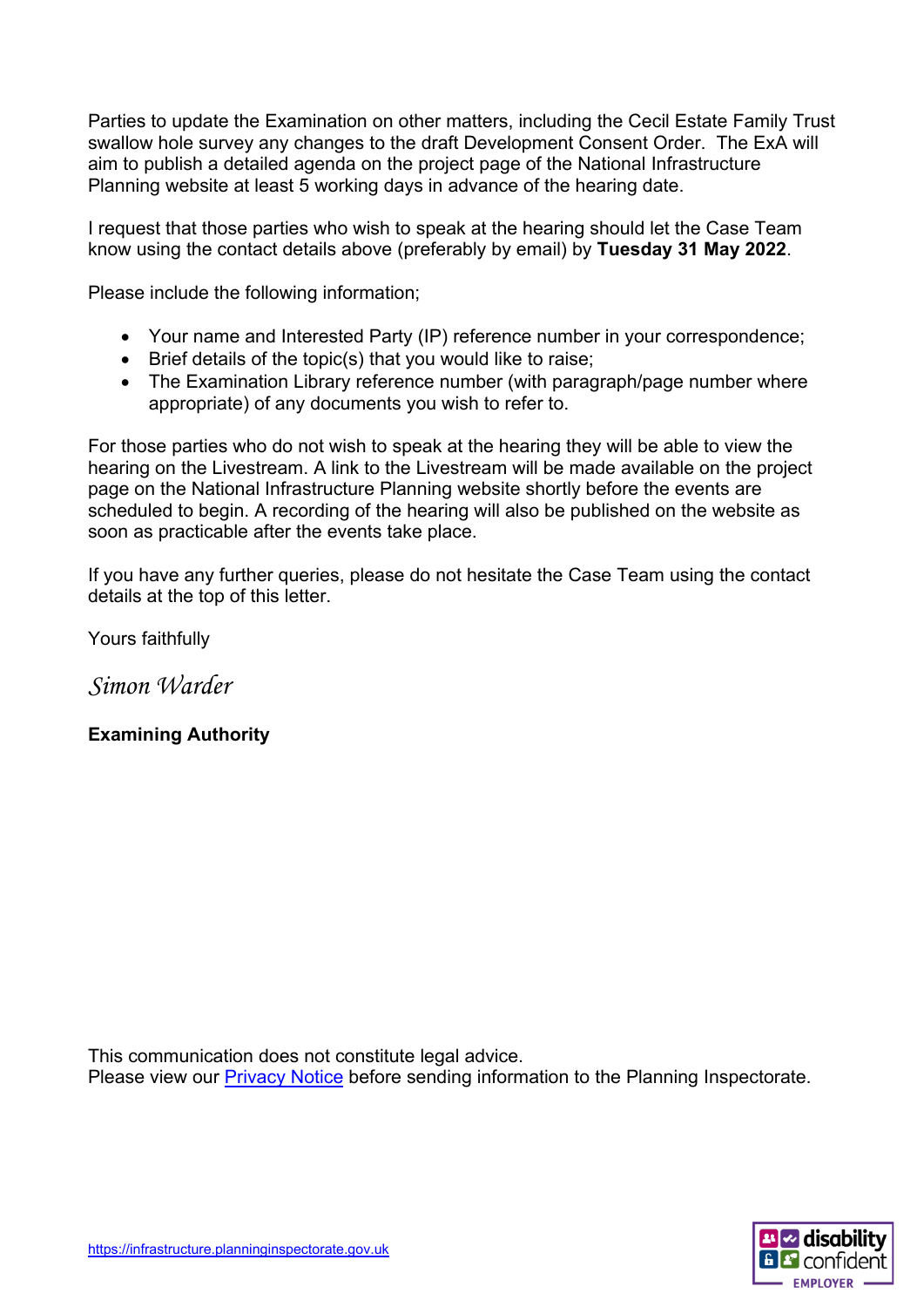Parties to update the Examination on other matters, including the Cecil Estate Family Trust swallow hole survey any changes to the draft Development Consent Order. The ExA will aim to publish a detailed agenda on the project page of the National Infrastructure Planning website at least 5 working days in advance of the hearing date.

I request that those parties who wish to speak at the hearing should let the Case Team know using the contact details above (preferably by email) by **Tuesday 31 May 2022**.

Please include the following information;

- Your name and Interested Party (IP) reference number in your correspondence;
- Brief details of the topic(s) that you would like to raise;
- The Examination Library reference number (with paragraph/page number where appropriate) of any documents you wish to refer to.

For those parties who do not wish to speak at the hearing they will be able to view the hearing on the Livestream. A link to the Livestream will be made available on the project page on the National Infrastructure Planning website shortly before the events are scheduled to begin. A recording of the hearing will also be published on the website as soon as practicable after the events take place.

If you have any further queries, please do not hesitate the Case Team using the contact details at the top of this letter.

Yours faithfully

*Simon Warder*

**Examining Authority**

This communication does not constitute legal advice.
Please view our [Privacy Notice](Privacy Notice) before sending information to the Planning Inspectorate.

https://infrastructure.planninginspectorate.gov.uk